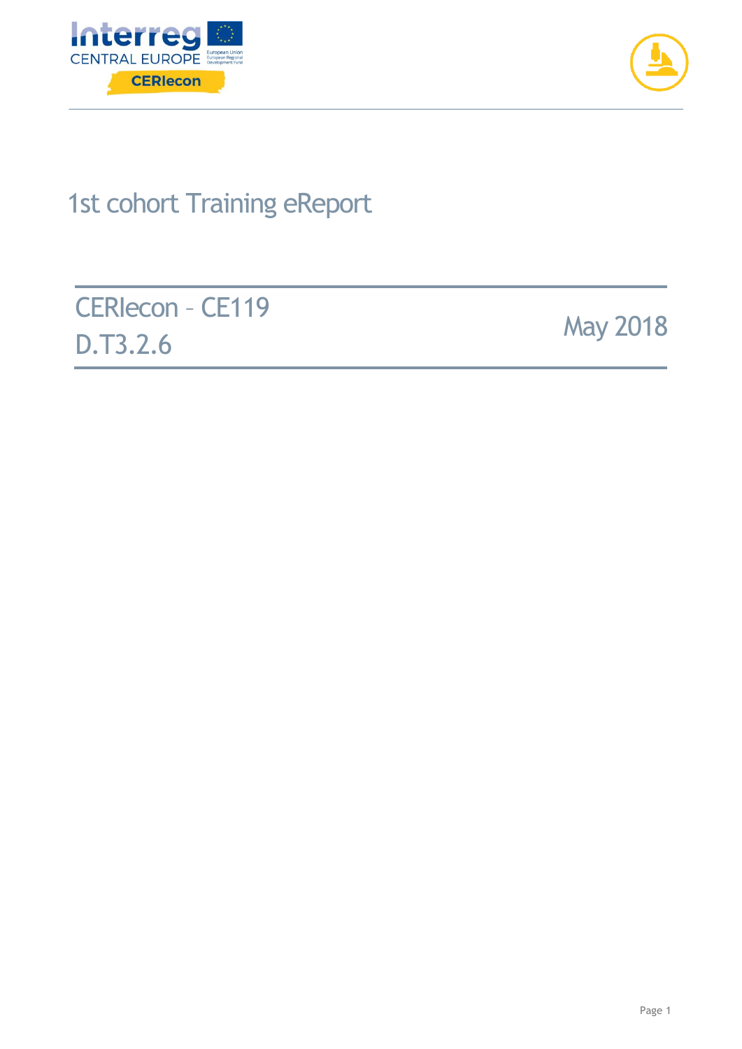# 1st cohort Training eReport

CERIecon – CE119

D.T3.2.6

May 2018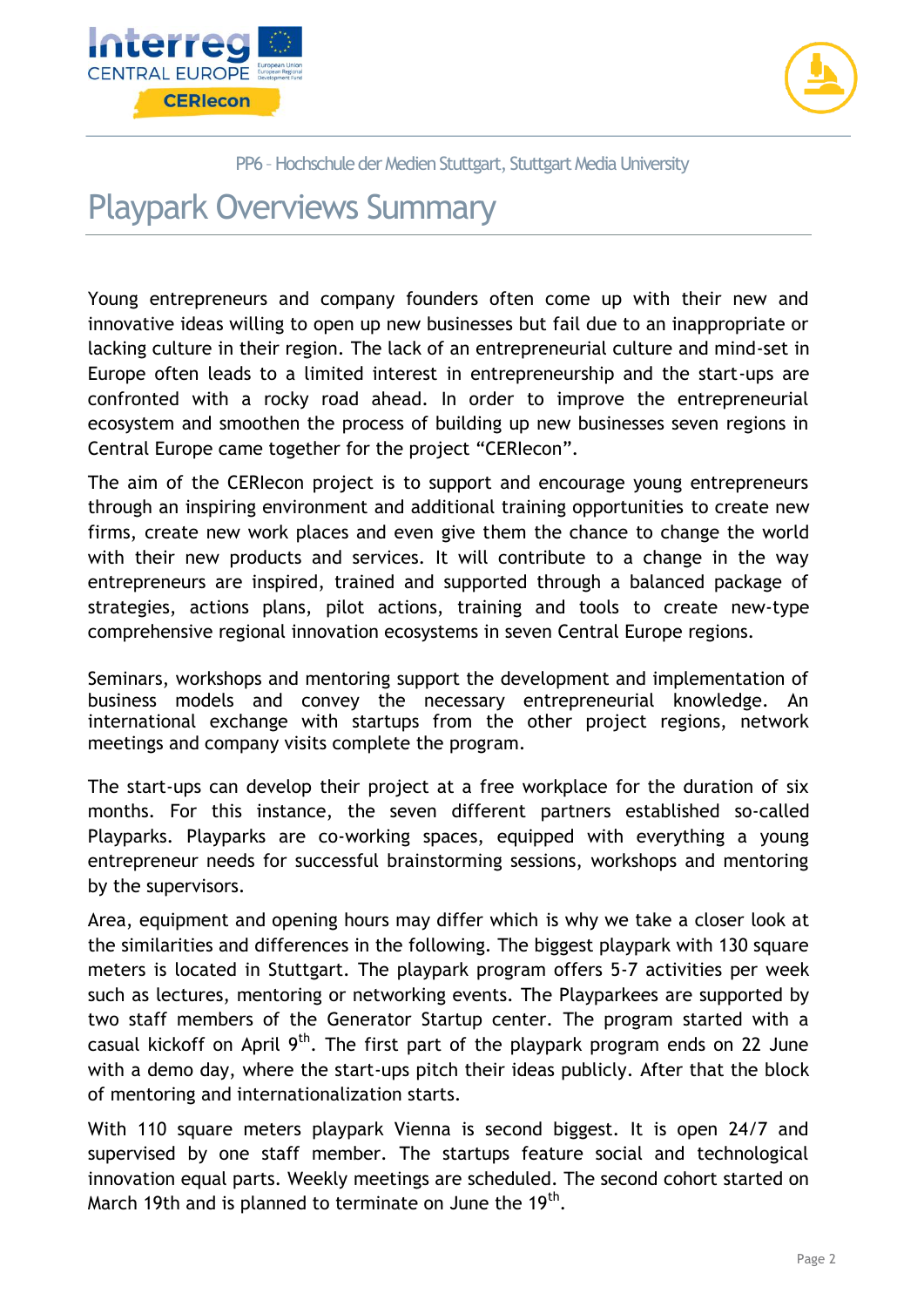PP6 - Hochschule der Medien Stuttgart, Stuttgart Media University

# Playpark Overviews Summary

Young entrepreneurs and company founders often come up with their new and innovative ideas willing to open up new businesses but fail due to an inappropriate or lacking culture in their region. The lack of an entrepreneurial culture and mind-set in Europe often leads to a limited interest in entrepreneurship and the start-ups are confronted with a rocky road ahead. In order to improve the entrepreneurial ecosystem and smoothen the process of building up new businesses seven regions in Central Europe came together for the project "CERIecon".

The aim of the CERIecon project is to support and encourage young entrepreneurs through an inspiring environment and additional training opportunities to create new firms, create new work places and even give them the chance to change the world with their new products and services. It will contribute to a change in the way entrepreneurs are inspired, trained and supported through a balanced package of strategies, actions plans, pilot actions, training and tools to create new-type comprehensive regional innovation ecosystems in seven Central Europe regions.

Seminars, workshops and mentoring support the development and implementation of business models and convey the necessary entrepreneurial knowledge. An international exchange with startups from the other project regions, network meetings and company visits complete the program.

The start-ups can develop their project at a free workplace for the duration of six months. For this instance, the seven different partners established so-called Playparks. Playparks are co-working spaces, equipped with everything a young entrepreneur needs for successful brainstorming sessions, workshops and mentoring by the supervisors.

Area, equipment and opening hours may differ which is why we take a closer look at the similarities and differences in the following. The biggest playpark with 130 square meters is located in Stuttgart. The playpark program offers 5-7 activities per week such as lectures, mentoring or networking events. The Playparkees are supported by two staff members of the Generator Startup center. The program started with a casual kickoff on April 9th. The first part of the playpark program ends on 22 June with a demo day, where the start-ups pitch their ideas publicly. After that the block of mentoring and internationalization starts.

With 110 square meters playpark Vienna is second biggest. It is open 24/7 and supervised by one staff member. The startups feature social and technological innovation equal parts. Weekly meetings are scheduled. The second cohort started on March 19th and is planned to terminate on June the 19th.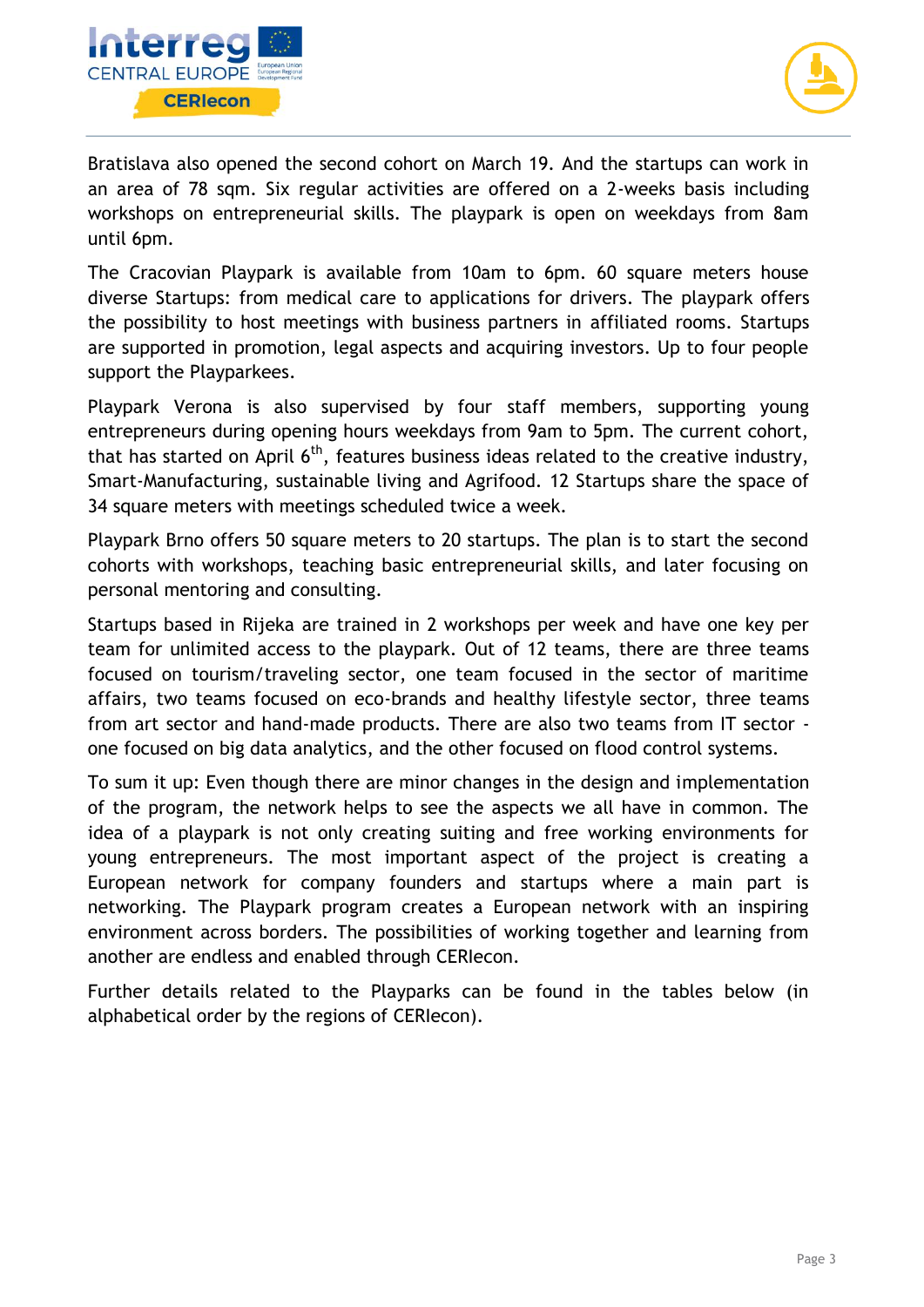Bratislava also opened the second cohort on March 19. And the startups can work in an area of 78 sqm. Six regular activities are offered on a 2-weeks basis including workshops on entrepreneurial skills. The playpark is open on weekdays from 8am until 6pm.

The Cracovian Playpark is available from 10am to 6pm. 60 square meters house diverse Startups: from medical care to applications for drivers. The playpark offers the possibility to host meetings with business partners in affiliated rooms. Startups are supported in promotion, legal aspects and acquiring investors. Up to four people support the Playparkees.

Playpark Verona is also supervised by four staff members, supporting young entrepreneurs during opening hours weekdays from 9am to 5pm. The current cohort, that has started on April 6th, features business ideas related to the creative industry, Smart-Manufacturing, sustainable living and Agrifood. 12 Startups share the space of 34 square meters with meetings scheduled twice a week.

Playpark Brno offers 50 square meters to 20 startups. The plan is to start the second cohorts with workshops, teaching basic entrepreneurial skills, and later focusing on personal mentoring and consulting.

Startups based in Rijeka are trained in 2 workshops per week and have one key per team for unlimited access to the playpark. Out of 12 teams, there are three teams focused on tourism/traveling sector, one team focused in the sector of maritime affairs, two teams focused on eco-brands and healthy lifestyle sector, three teams from art sector and hand-made products. There are also two teams from IT sector - one focused on big data analytics, and the other focused on flood control systems.

To sum it up: Even though there are minor changes in the design and implementation of the program, the network helps to see the aspects we all have in common. The idea of a playpark is not only creating suiting and free working environments for young entrepreneurs. The most important aspect of the project is creating a European network for company founders and startups where a main part is networking. The Playpark program creates a European network with an inspiring environment across borders. The possibilities of working together and learning from another are endless and enabled through CERIecon.

Further details related to the Playparks can be found in the tables below (in alphabetical order by the regions of CERIecon).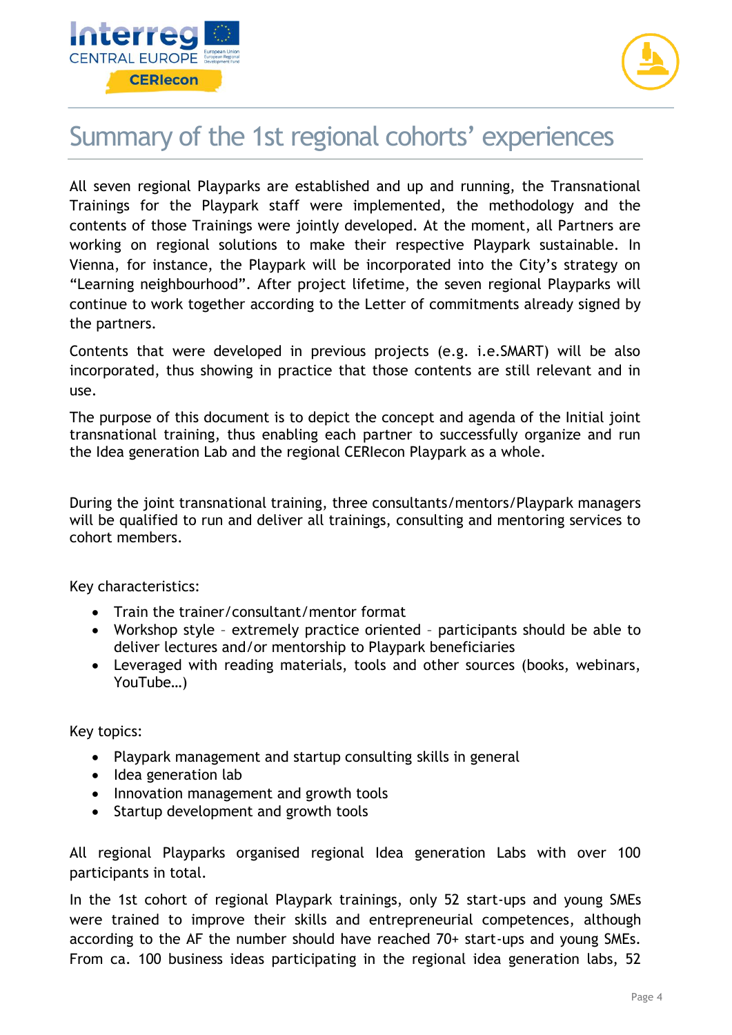# Summary of the 1st regional cohorts' experiences

All seven regional Playparks are established and up and running, the Transnational Trainings for the Playpark staff were implemented, the methodology and the contents of those Trainings were jointly developed. At the moment, all Partners are working on regional solutions to make their respective Playpark sustainable. In Vienna, for instance, the Playpark will be incorporated into the City's strategy on "Learning neighbourhood". After project lifetime, the seven regional Playparks will continue to work together according to the Letter of commitments already signed by the partners.

Contents that were developed in previous projects (e.g. i.e.SMART) will be also incorporated, thus showing in practice that those contents are still relevant and in use.

The purpose of this document is to depict the concept and agenda of the Initial joint transnational training, thus enabling each partner to successfully organize and run the Idea generation Lab and the regional CERIecon Playpark as a whole.

During the joint transnational training, three consultants/mentors/Playpark managers will be qualified to run and deliver all trainings, consulting and mentoring services to cohort members.

Key characteristics:

- Train the trainer/consultant/mentor format
- Workshop style – extremely practice oriented – participants should be able to deliver lectures and/or mentorship to Playpark beneficiaries
- Leveraged with reading materials, tools and other sources (books, webinars, YouTube…)

Key topics:

- Playpark management and startup consulting skills in general
- Idea generation lab
- Innovation management and growth tools
- Startup development and growth tools

All regional Playparks organised regional Idea generation Labs with over 100 participants in total.

In the 1st cohort of regional Playpark trainings, only 52 start-ups and young SMEs were trained to improve their skills and entrepreneurial competences, although according to the AF the number should have reached 70+ start-ups and young SMEs. From ca. 100 business ideas participating in the regional idea generation labs, 52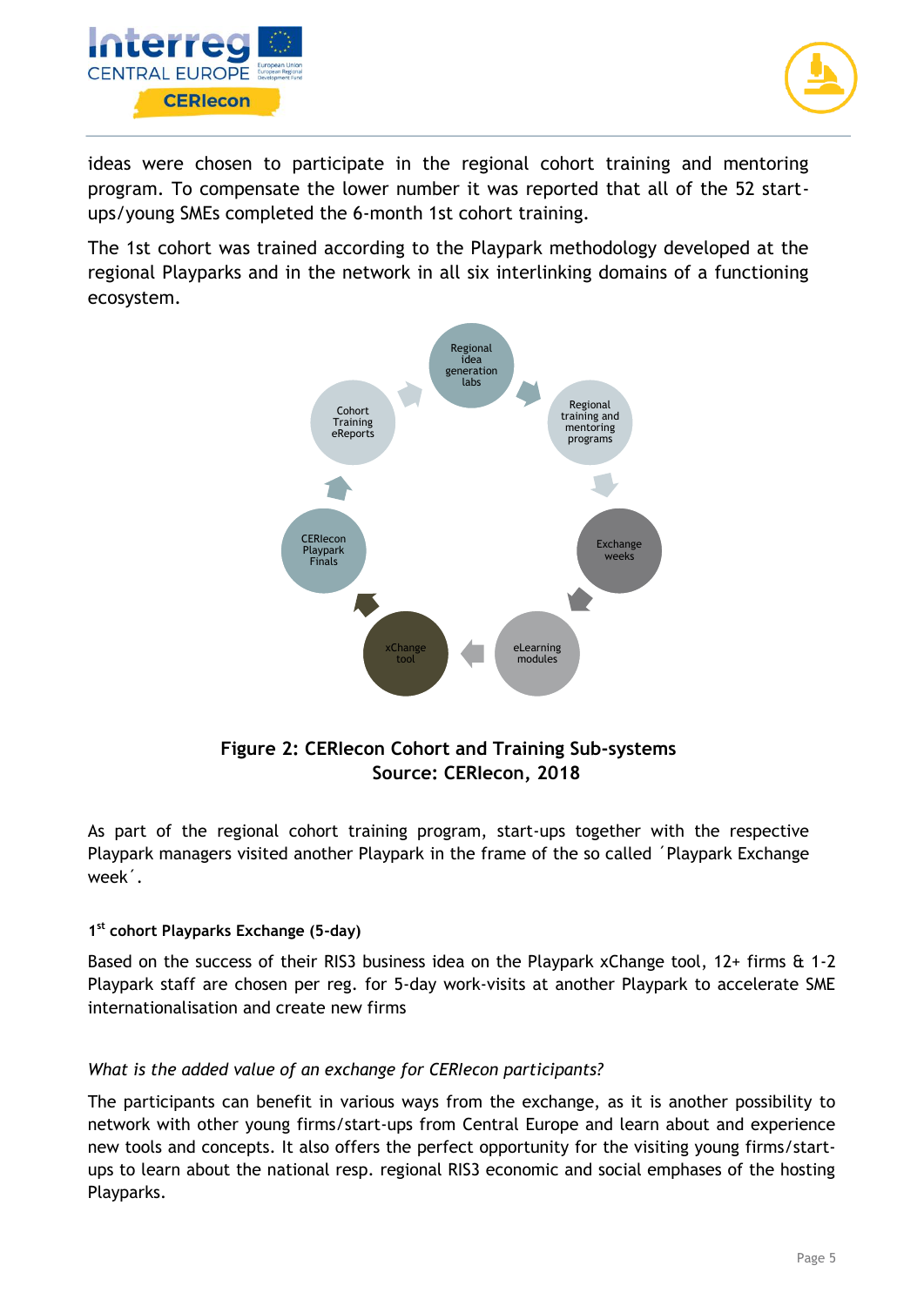ideas were chosen to participate in the regional cohort training and mentoring program. To compensate the lower number it was reported that all of the 52 start-ups/young SMEs completed the 6-month 1st cohort training.

The 1st cohort was trained according to the Playpark methodology developed at the regional Playparks and in the network in all six interlinking domains of a functioning ecosystem.

**Figure 2: CERIecon Cohort and Training Sub-systems**
**Source: CERIecon, 2018**

As part of the regional cohort training program, start-ups together with the respective Playpark managers visited another Playpark in the frame of the so called ´Playpark Exchange week´.

#### 1st cohort Playparks Exchange (5-day)

Based on the success of their RIS3 business idea on the Playpark xChange tool, 12+ firms & 1-2 Playpark staff are chosen per reg. for 5-day work-visits at another Playpark to accelerate SME internationalisation and create new firms

*What is the added value of an exchange for CERIecon participants?*

The participants can benefit in various ways from the exchange, as it is another possibility to network with other young firms/start-ups from Central Europe and learn about and experience new tools and concepts. It also offers the perfect opportunity for the visiting young firms/start-ups to learn about the national resp. regional RIS3 economic and social emphases of the hosting Playparks.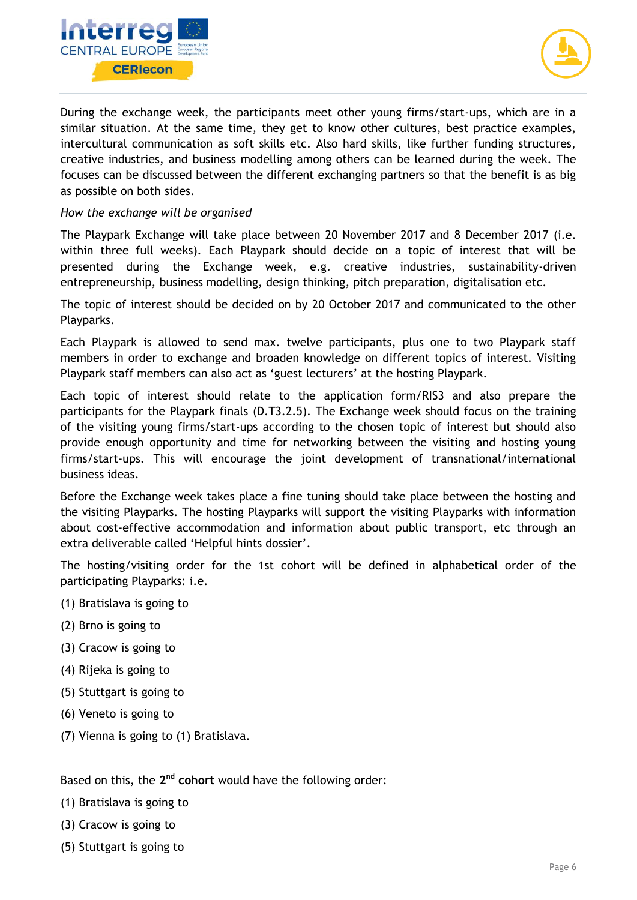During the exchange week, the participants meet other young firms/start-ups, which are in a similar situation. At the same time, they get to know other cultures, best practice examples, intercultural communication as soft skills etc. Also hard skills, like further funding structures, creative industries, and business modelling among others can be learned during the week. The focuses can be discussed between the different exchanging partners so that the benefit is as big as possible on both sides.

*How the exchange will be organised*

The Playpark Exchange will take place between 20 November 2017 and 8 December 2017 (i.e. within three full weeks). Each Playpark should decide on a topic of interest that will be presented during the Exchange week, e.g. creative industries, sustainability-driven entrepreneurship, business modelling, design thinking, pitch preparation, digitalisation etc.

The topic of interest should be decided on by 20 October 2017 and communicated to the other Playparks.

Each Playpark is allowed to send max. twelve participants, plus one to two Playpark staff members in order to exchange and broaden knowledge on different topics of interest. Visiting Playpark staff members can also act as 'guest lecturers' at the hosting Playpark.

Each topic of interest should relate to the application form/RIS3 and also prepare the participants for the Playpark finals (D.T3.2.5). The Exchange week should focus on the training of the visiting young firms/start-ups according to the chosen topic of interest but should also provide enough opportunity and time for networking between the visiting and hosting young firms/start-ups. This will encourage the joint development of transnational/international business ideas.

Before the Exchange week takes place a fine tuning should take place between the hosting and the visiting Playparks. The hosting Playparks will support the visiting Playparks with information about cost-effective accommodation and information about public transport, etc through an extra deliverable called 'Helpful hints dossier'.

The hosting/visiting order for the 1st cohort will be defined in alphabetical order of the participating Playparks: i.e.

(1) Bratislava is going to

(2) Brno is going to

(3) Cracow is going to

(4) Rijeka is going to

(5) Stuttgart is going to

(6) Veneto is going to

(7) Vienna is going to (1) Bratislava.

Based on this, the 2nd **cohort** would have the following order:

(1) Bratislava is going to

(3) Cracow is going to

(5) Stuttgart is going to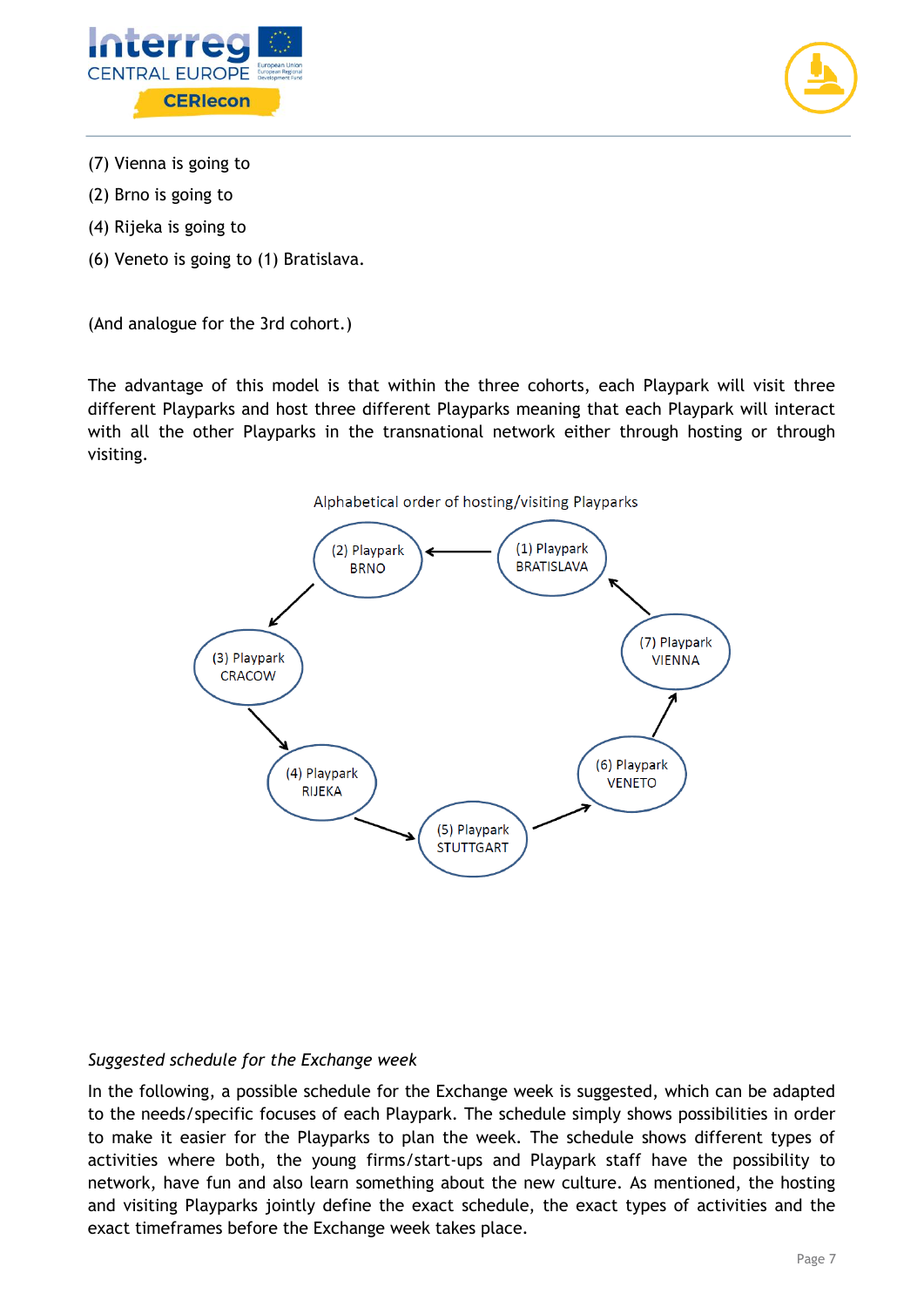(7) Vienna is going to

(2) Brno is going to

(4) Rijeka is going to

(6) Veneto is going to (1) Bratislava.

(And analogue for the 3rd cohort.)

The advantage of this model is that within the three cohorts, each Playpark will visit three different Playparks and host three different Playparks meaning that each Playpark will interact with all the other Playparks in the transnational network either through hosting or through visiting.

Alphabetical order of hosting/visiting Playparks

(1) Playpark BRATISLAVA → (2) Playpark BRNO → (3) Playpark CRACOW → (4) Playpark RIJEKA → (5) Playpark STUTTGART → (6) Playpark VENETO → (7) Playpark VIENNA → (1) Playpark BRATISLAVA

*Suggested schedule for the Exchange week*

In the following, a possible schedule for the Exchange week is suggested, which can be adapted to the needs/specific focuses of each Playpark. The schedule simply shows possibilities in order to make it easier for the Playparks to plan the week. The schedule shows different types of activities where both, the young firms/start-ups and Playpark staff have the possibility to network, have fun and also learn something about the new culture. As mentioned, the hosting and visiting Playparks jointly define the exact schedule, the exact types of activities and the exact timeframes before the Exchange week takes place.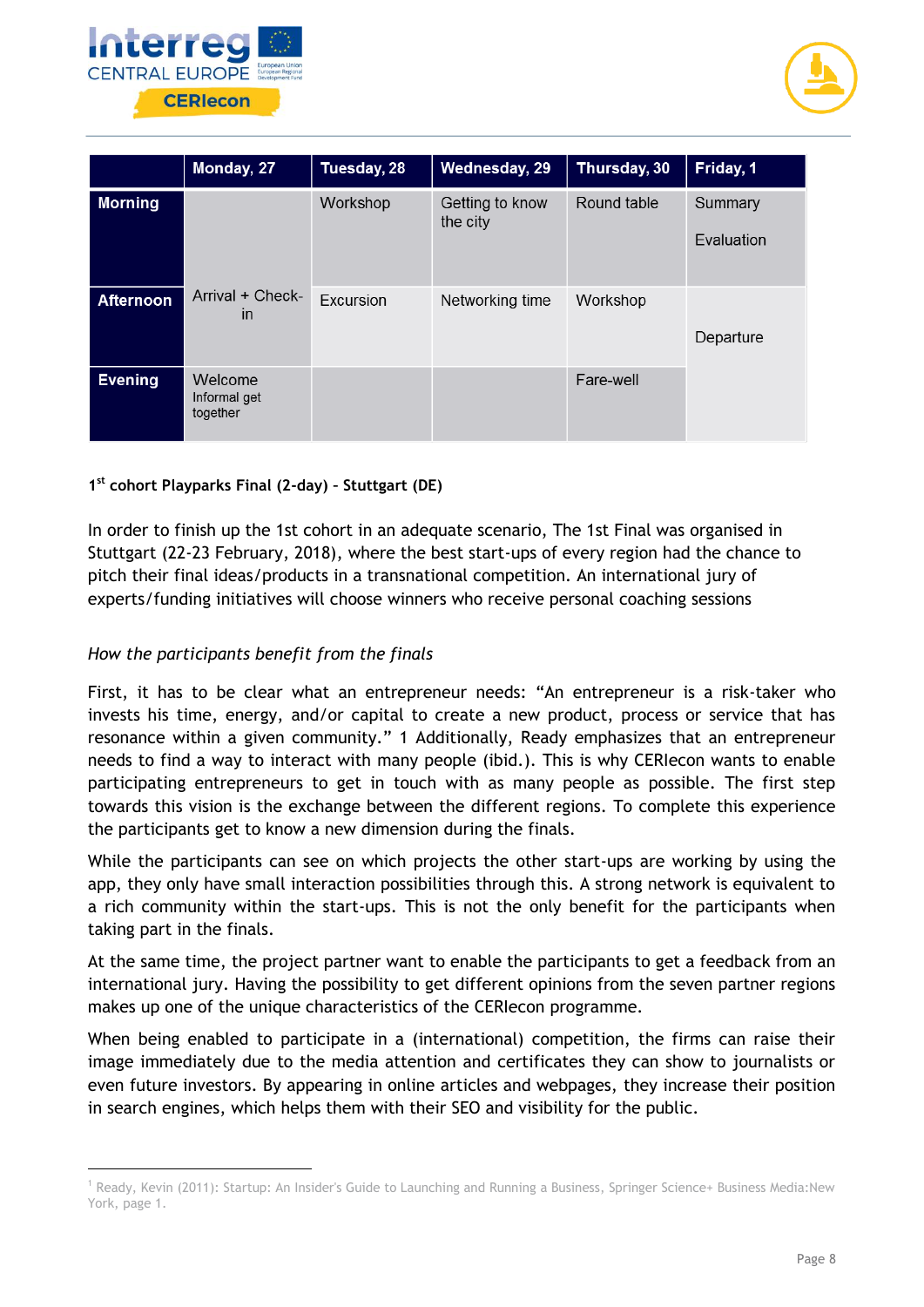| | Monday, 27 | Tuesday, 28 | Wednesday, 29 | Thursday, 30 | Friday, 1 |
|---|---|---|---|---|---|
| **Morning** | | Workshop | Getting to know the city | Round table | Summary Evaluation |
| **Afternoon** | Arrival + Check-in | Excursion | Networking time | Workshop | Departure |
| **Evening** | Welcome Informal get together | | | Fare-well | |

**1st cohort Playparks Final (2-day) – Stuttgart (DE)**

In order to finish up the 1st cohort in an adequate scenario, The 1st Final was organised in Stuttgart (22-23 February, 2018), where the best start-ups of every region had the chance to pitch their final ideas/products in a transnational competition. An international jury of experts/funding initiatives will choose winners who receive personal coaching sessions

*How the participants benefit from the finals*

First, it has to be clear what an entrepreneur needs: "An entrepreneur is a risk-taker who invests his time, energy, and/or capital to create a new product, process or service that has resonance within a given community." 1 Additionally, Ready emphasizes that an entrepreneur needs to find a way to interact with many people (ibid.). This is why CERIecon wants to enable participating entrepreneurs to get in touch with as many people as possible. The first step towards this vision is the exchange between the different regions. To complete this experience the participants get to know a new dimension during the finals.

While the participants can see on which projects the other start-ups are working by using the app, they only have small interaction possibilities through this. A strong network is equivalent to a rich community within the start-ups. This is not the only benefit for the participants when taking part in the finals.

At the same time, the project partner want to enable the participants to get a feedback from an international jury. Having the possibility to get different opinions from the seven partner regions makes up one of the unique characteristics of the CERIecon programme.

When being enabled to participate in a (international) competition, the firms can raise their image immediately due to the media attention and certificates they can show to journalists or even future investors. By appearing in online articles and webpages, they increase their position in search engines, which helps them with their SEO and visibility for the public.

[1] Ready, Kevin (2011): Startup: An Insider's Guide to Launching and Running a Business, Springer Science+ Business Media:New York, page 1.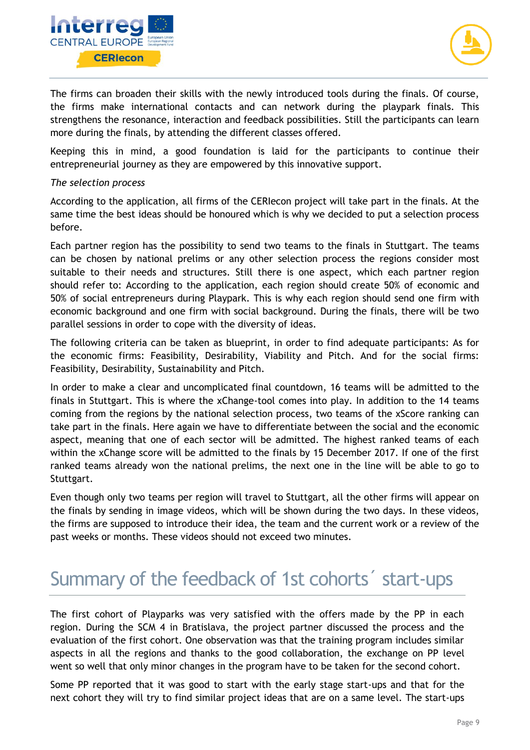The firms can broaden their skills with the newly introduced tools during the finals. Of course, the firms make international contacts and can network during the playpark finals. This strengthens the resonance, interaction and feedback possibilities. Still the participants can learn more during the finals, by attending the different classes offered.

Keeping this in mind, a good foundation is laid for the participants to continue their entrepreneurial journey as they are empowered by this innovative support.

*The selection process*

According to the application, all firms of the CERIecon project will take part in the finals. At the same time the best ideas should be honoured which is why we decided to put a selection process before.

Each partner region has the possibility to send two teams to the finals in Stuttgart. The teams can be chosen by national prelims or any other selection process the regions consider most suitable to their needs and structures. Still there is one aspect, which each partner region should refer to: According to the application, each region should create 50% of economic and 50% of social entrepreneurs during Playpark. This is why each region should send one firm with economic background and one firm with social background. During the finals, there will be two parallel sessions in order to cope with the diversity of ideas.

The following criteria can be taken as blueprint, in order to find adequate participants: As for the economic firms: Feasibility, Desirability, Viability and Pitch. And for the social firms: Feasibility, Desirability, Sustainability and Pitch.

In order to make a clear and uncomplicated final countdown, 16 teams will be admitted to the finals in Stuttgart. This is where the xChange-tool comes into play. In addition to the 14 teams coming from the regions by the national selection process, two teams of the xScore ranking can take part in the finals. Here again we have to differentiate between the social and the economic aspect, meaning that one of each sector will be admitted. The highest ranked teams of each within the xChange score will be admitted to the finals by 15 December 2017. If one of the first ranked teams already won the national prelims, the next one in the line will be able to go to Stuttgart.

Even though only two teams per region will travel to Stuttgart, all the other firms will appear on the finals by sending in image videos, which will be shown during the two days. In these videos, the firms are supposed to introduce their idea, the team and the current work or a review of the past weeks or months. These videos should not exceed two minutes.

# Summary of the feedback of 1st cohorts´ start-ups

The first cohort of Playparks was very satisfied with the offers made by the PP in each region. During the SCM 4 in Bratislava, the project partner discussed the process and the evaluation of the first cohort. One observation was that the training program includes similar aspects in all the regions and thanks to the good collaboration, the exchange on PP level went so well that only minor changes in the program have to be taken for the second cohort.

Some PP reported that it was good to start with the early stage start-ups and that for the next cohort they will try to find similar project ideas that are on a same level. The start-ups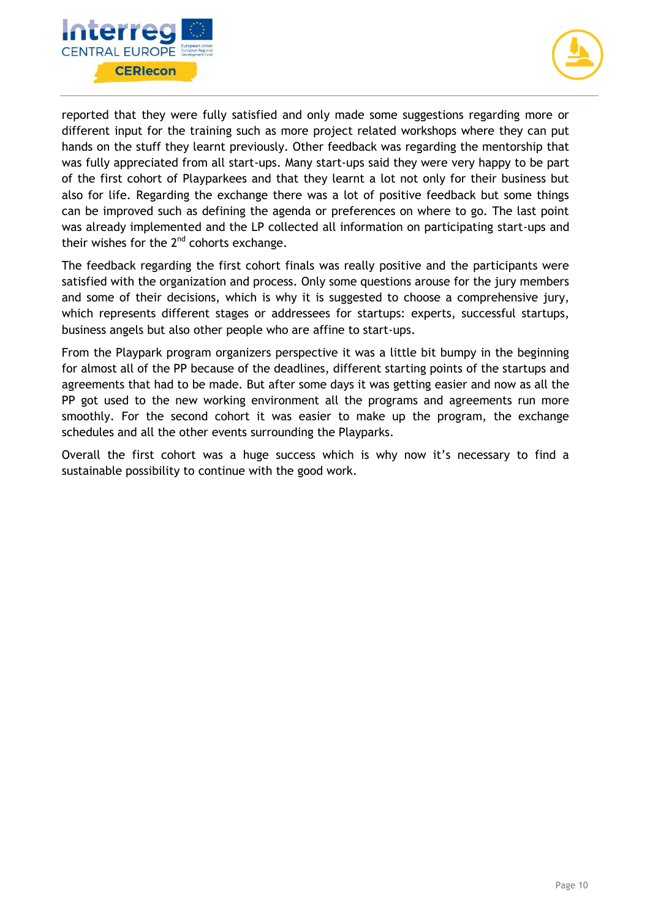reported that they were fully satisfied and only made some suggestions regarding more or different input for the training such as more project related workshops where they can put hands on the stuff they learnt previously. Other feedback was regarding the mentorship that was fully appreciated from all start-ups. Many start-ups said they were very happy to be part of the first cohort of Playparkees and that they learnt a lot not only for their business but also for life. Regarding the exchange there was a lot of positive feedback but some things can be improved such as defining the agenda or preferences on where to go. The last point was already implemented and the LP collected all information on participating start-ups and their wishes for the 2nd cohorts exchange.

The feedback regarding the first cohort finals was really positive and the participants were satisfied with the organization and process. Only some questions arouse for the jury members and some of their decisions, which is why it is suggested to choose a comprehensive jury, which represents different stages or addressees for startups: experts, successful startups, business angels but also other people who are affine to start-ups.

From the Playpark program organizers perspective it was a little bit bumpy in the beginning for almost all of the PP because of the deadlines, different starting points of the startups and agreements that had to be made. But after some days it was getting easier and now as all the PP got used to the new working environment all the programs and agreements run more smoothly. For the second cohort it was easier to make up the program, the exchange schedules and all the other events surrounding the Playparks.

Overall the first cohort was a huge success which is why now it's necessary to find a sustainable possibility to continue with the good work.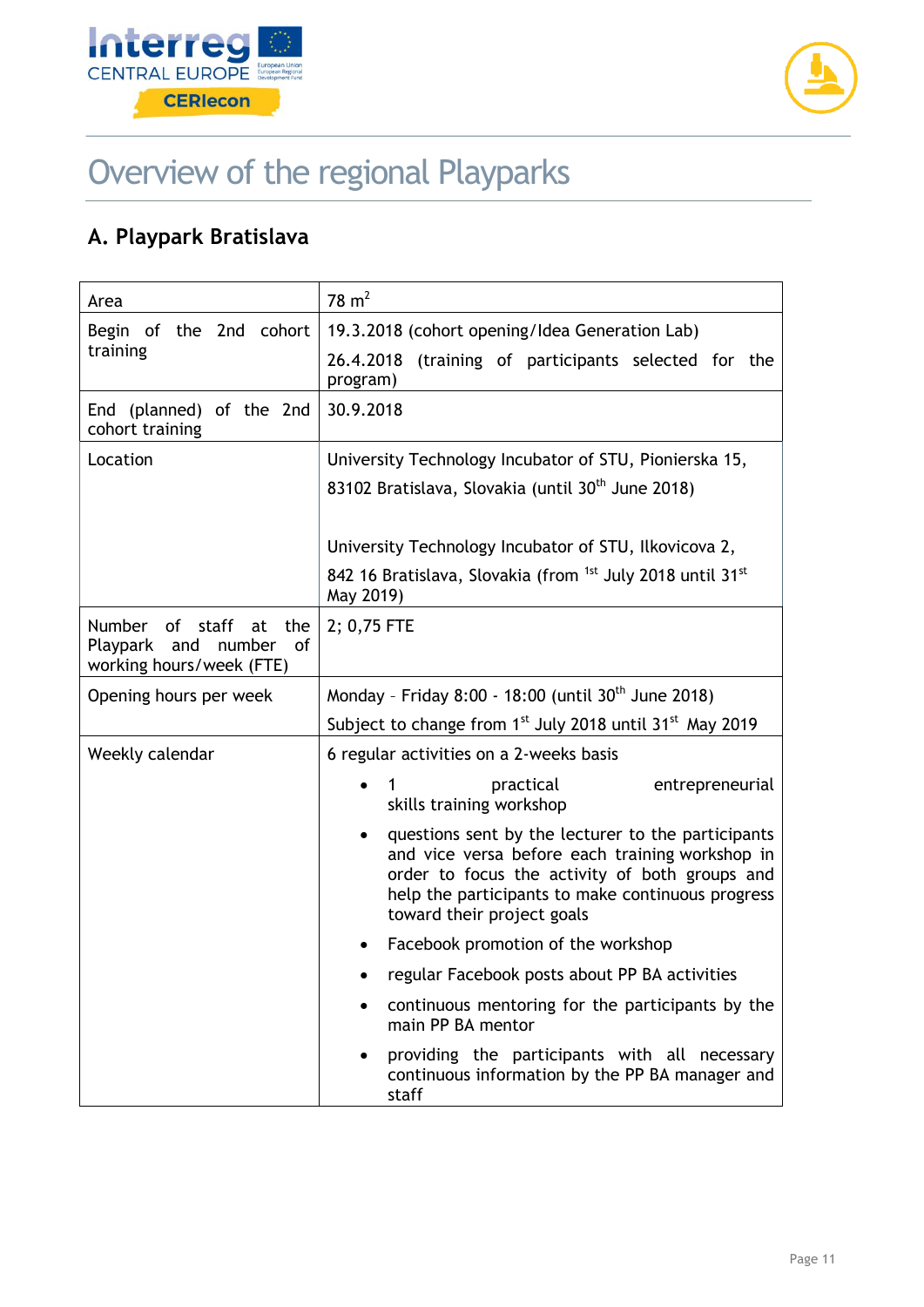# Overview of the regional Playparks

## A. Playpark Bratislava

| Area | 78 $m^2$ |
|---|---|
| Begin of the 2nd cohort training | 19.3.2018 (cohort opening/Idea Generation Lab)<br>26.4.2018 (training of participants selected for the program) |
| End (planned) of the 2nd cohort training | 30.9.2018 |
| Location | University Technology Incubator of STU, Pionierska 15, 83102 Bratislava, Slovakia (until 30th June 2018)<br><br>University Technology Incubator of STU, Ilkovicova 2, 842 16 Bratislava, Slovakia (from 1st July 2018 until 31st May 2019) |
| Number of staff at the Playpark and number of working hours/week (FTE) | 2; 0,75 FTE |
| Opening hours per week | Monday – Friday 8:00 - 18:00 (until 30th June 2018)<br>Subject to change from 1st July 2018 until 31st May 2019 |
| Weekly calendar | 6 regular activities on a 2-weeks basis<br>• 1 practical entrepreneurial skills training workshop<br>• questions sent by the lecturer to the participants and vice versa before each training workshop in order to focus the activity of both groups and help the participants to make continuous progress toward their project goals<br>• Facebook promotion of the workshop<br>• regular Facebook posts about PP BA activities<br>• continuous mentoring for the participants by the main PP BA mentor<br>• providing the participants with all necessary continuous information by the PP BA manager and staff |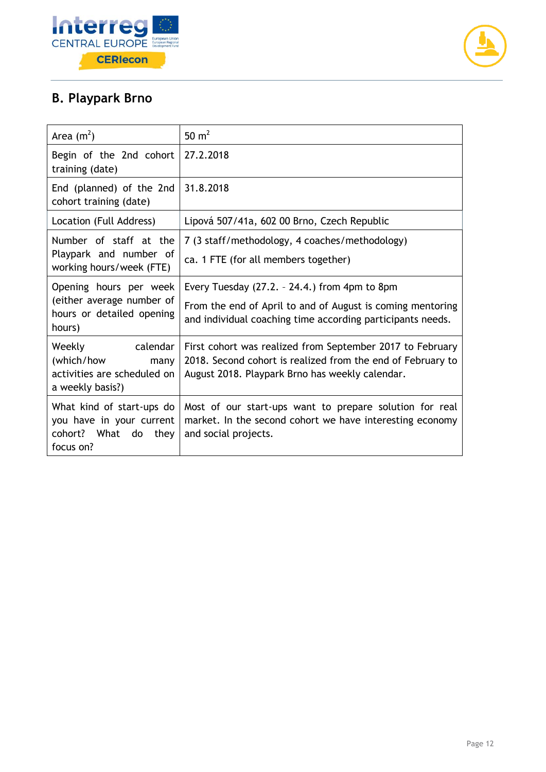## B. Playpark Brno

| Area ($m^2$) | 50 $m^2$ |
|---|---|
| Begin of the 2nd cohort training (date) | 27.2.2018 |
| End (planned) of the 2nd cohort training (date) | 31.8.2018 |
| Location (Full Address) | Lipová 507/41a, 602 00 Brno, Czech Republic |
| Number of staff at the Playpark and number of working hours/week (FTE) | 7 (3 staff/methodology, 4 coaches/methodology)<br><br>ca. 1 FTE (for all members together) |
| Opening hours per week (either average number of hours or detailed opening hours) | Every Tuesday (27.2. – 24.4.) from 4pm to 8pm<br><br>From the end of April to and of August is coming mentoring and individual coaching time according participants needs. |
| Weekly calendar (which/how many activities are scheduled on a weekly basis?) | First cohort was realized from September 2017 to February 2018. Second cohort is realized from the end of February to August 2018. Playpark Brno has weekly calendar. |
| What kind of start-ups do you have in your current cohort? What do they focus on? | Most of our start-ups want to prepare solution for real market. In the second cohort we have interesting economy and social projects. |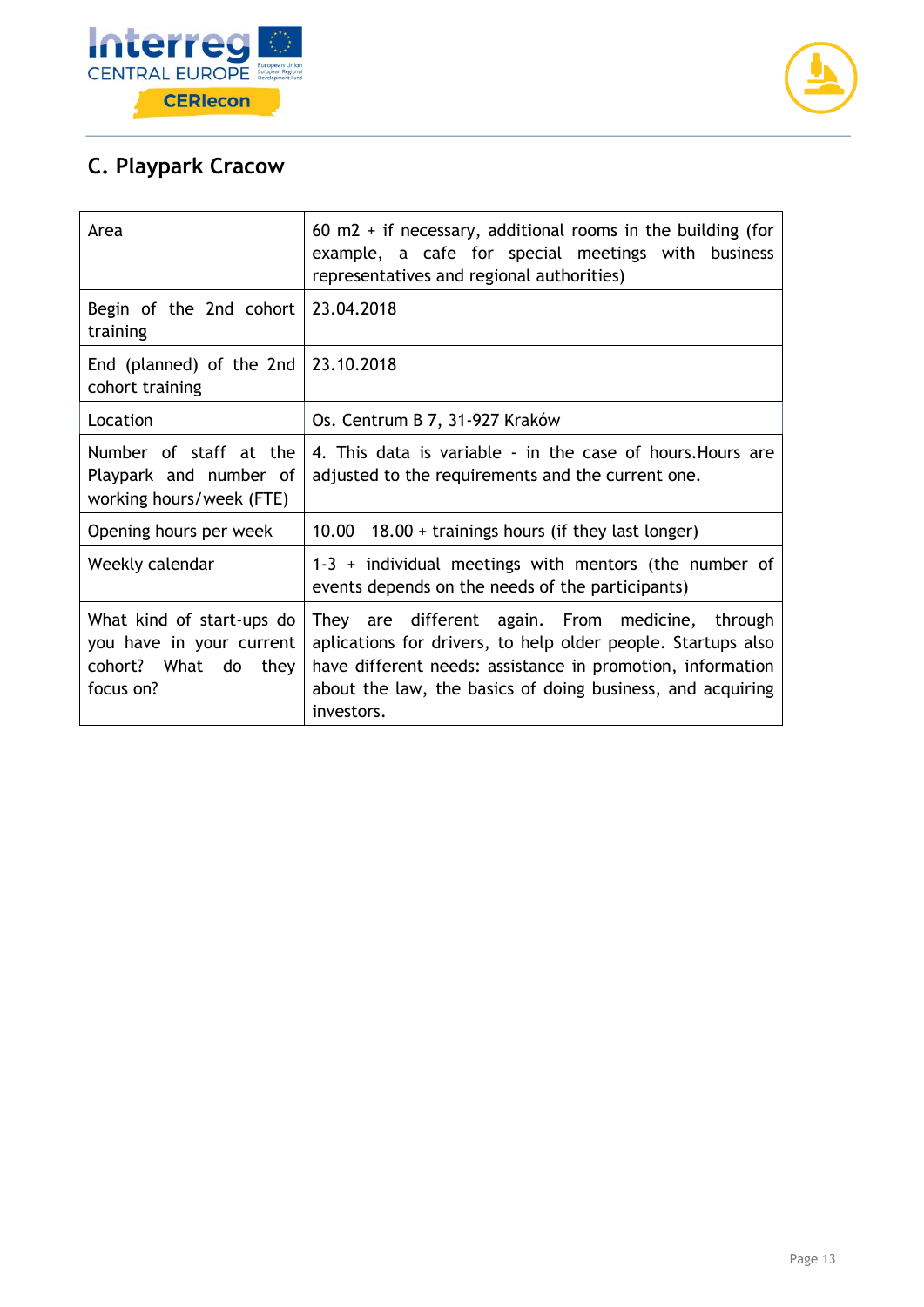## C. Playpark Cracow

| Area | 60 m2 + if necessary, additional rooms in the building (for example, a cafe for special meetings with business representatives and regional authorities) |
|---|---|
| Begin of the 2nd cohort training | 23.04.2018 |
| End (planned) of the 2nd cohort training | 23.10.2018 |
| Location | Os. Centrum B 7, 31-927 Kraków |
| Number of staff at the Playpark and number of working hours/week (FTE) | 4. This data is variable - in the case of hours.Hours are adjusted to the requirements and the current one. |
| Opening hours per week | 10.00 – 18.00 + trainings hours (if they last longer) |
| Weekly calendar | 1-3 + individual meetings with mentors (the number of events depends on the needs of the participants) |
| What kind of start-ups do you have in your current cohort? What do they focus on? | They are different again. From medicine, through aplications for drivers, to help older people. Startups also have different needs: assistance in promotion, information about the law, the basics of doing business, and acquiring investors. |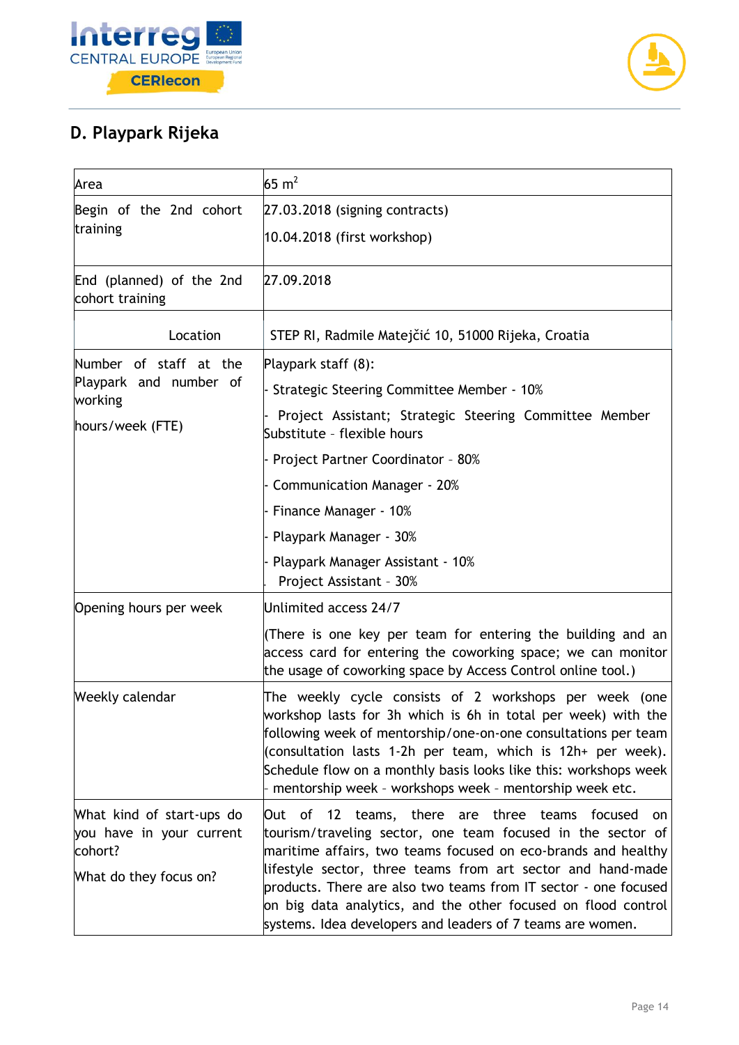## D. Playpark Rijeka

| | |
|---|---|
| Area | 65 $m^2$ |
| Begin of the 2nd cohort training | 27.03.2018 (signing contracts)<br><br>10.04.2018 (first workshop) |
| End (planned) of the 2nd cohort training | 27.09.2018 |
| Location | STEP RI, Radmile Matejčić 10, 51000 Rijeka, Croatia |
| Number of staff at the Playpark and number of working<br><br>hours/week (FTE) | Playpark staff (8):<br>- Strategic Steering Committee Member - 10%<br>- Project Assistant; Strategic Steering Committee Member Substitute - flexible hours<br>- Project Partner Coordinator - 80%<br>- Communication Manager - 20%<br>- Finance Manager - 10%<br>- Playpark Manager - 30%<br>- Playpark Manager Assistant - 10%<br>- Project Assistant - 30% |
| Opening hours per week | Unlimited access 24/7<br><br>(There is one key per team for entering the building and an access card for entering the coworking space; we can monitor the usage of coworking space by Access Control online tool.) |
| Weekly calendar | The weekly cycle consists of 2 workshops per week (one workshop lasts for 3h which is 6h in total per week) with the following week of mentorship/one-on-one consultations per team (consultation lasts 1-2h per team, which is 12h+ per week). Schedule flow on a monthly basis looks like this: workshops week - mentorship week - workshops week - mentorship week etc. |
| What kind of start-ups do you have in your current cohort?<br><br>What do they focus on? | Out of 12 teams, there are three teams focused on tourism/traveling sector, one team focused in the sector of maritime affairs, two teams focused on eco-brands and healthy lifestyle sector, three teams from art sector and hand-made products. There are also two teams from IT sector - one focused on big data analytics, and the other focused on flood control systems. Idea developers and leaders of 7 teams are women. |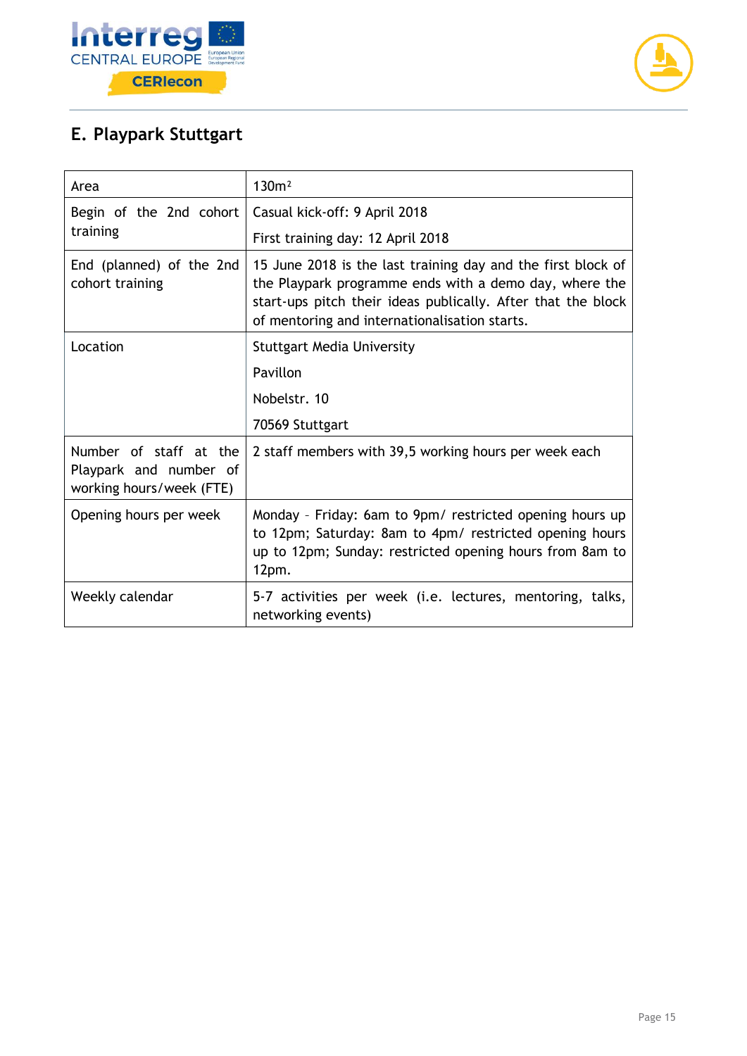## E. Playpark Stuttgart

| | |
|---|---|
| Area | 130m² |
| Begin of the 2nd cohort training | Casual kick-off: 9 April 2018<br><br>First training day: 12 April 2018 |
| End (planned) of the 2nd cohort training | 15 June 2018 is the last training day and the first block of the Playpark programme ends with a demo day, where the start-ups pitch their ideas publically. After that the block of mentoring and internationalisation starts. |
| Location | Stuttgart Media University<br><br>Pavillon<br><br>Nobelstr. 10<br><br>70569 Stuttgart |
| Number of staff at the Playpark and number of working hours/week (FTE) | 2 staff members with 39,5 working hours per week each |
| Opening hours per week | Monday – Friday: 6am to 9pm/ restricted opening hours up to 12pm; Saturday: 8am to 4pm/ restricted opening hours up to 12pm; Sunday: restricted opening hours from 8am to 12pm. |
| Weekly calendar | 5-7 activities per week (i.e. lectures, mentoring, talks, networking events) |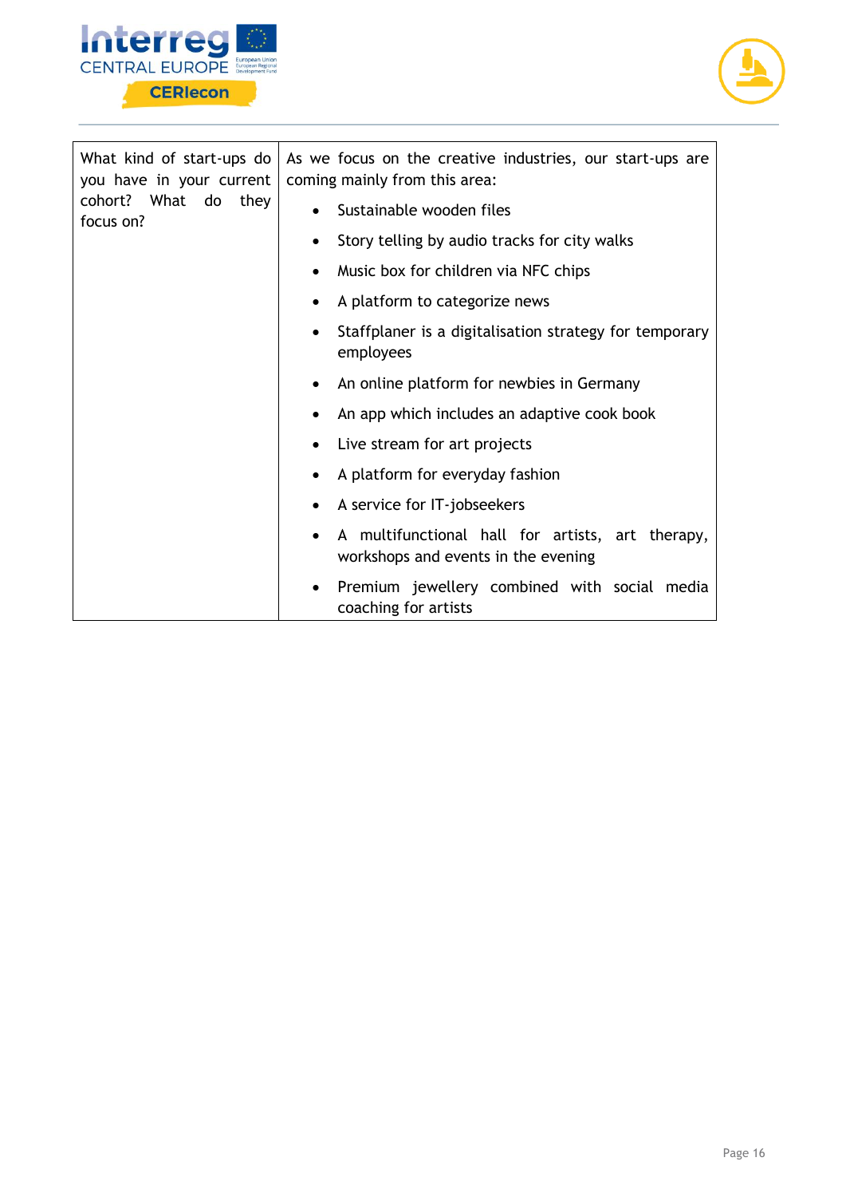| | |
|---|---|
| What kind of start-ups do you have in your current cohort? What do they focus on? | As we focus on the creative industries, our start-ups are coming mainly from this area:<br>• Sustainable wooden files<br>• Story telling by audio tracks for city walks<br>• Music box for children via NFC chips<br>• A platform to categorize news<br>• Staffplaner is a digitalisation strategy for temporary employees<br>• An online platform for newbies in Germany<br>• An app which includes an adaptive cook book<br>• Live stream for art projects<br>• A platform for everyday fashion<br>• A service for IT-jobseekers<br>• A multifunctional hall for artists, art therapy, workshops and events in the evening<br>• Premium jewellery combined with social media coaching for artists |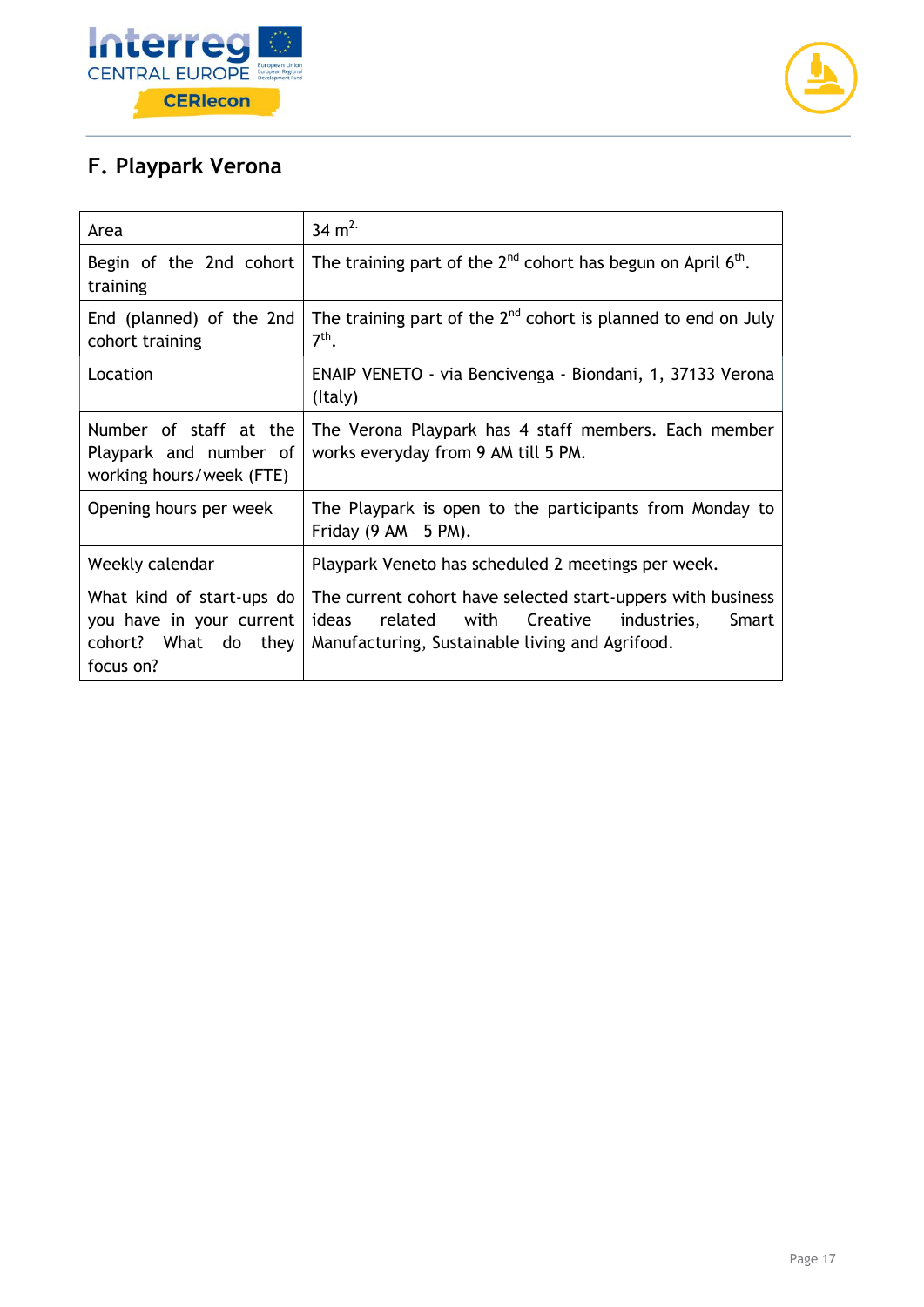## F. Playpark Verona

| | |
|---|---|
| Area | 34 $m^{2.}$ |
| Begin of the 2nd cohort training | The training part of the $2^{nd}$ cohort has begun on April $6^{th}$. |
| End (planned) of the 2nd cohort training | The training part of the $2^{nd}$ cohort is planned to end on July $7^{th}$. |
| Location | ENAIP VENETO - via Bencivenga - Biondani, 1, 37133 Verona (Italy) |
| Number of staff at the Playpark and number of working hours/week (FTE) | The Verona Playpark has 4 staff members. Each member works everyday from 9 AM till 5 PM. |
| Opening hours per week | The Playpark is open to the participants from Monday to Friday (9 AM – 5 PM). |
| Weekly calendar | Playpark Veneto has scheduled 2 meetings per week. |
| What kind of start-ups do you have in your current cohort? What do they focus on? | The current cohort have selected start-uppers with business ideas related with Creative industries, Smart Manufacturing, Sustainable living and Agrifood. |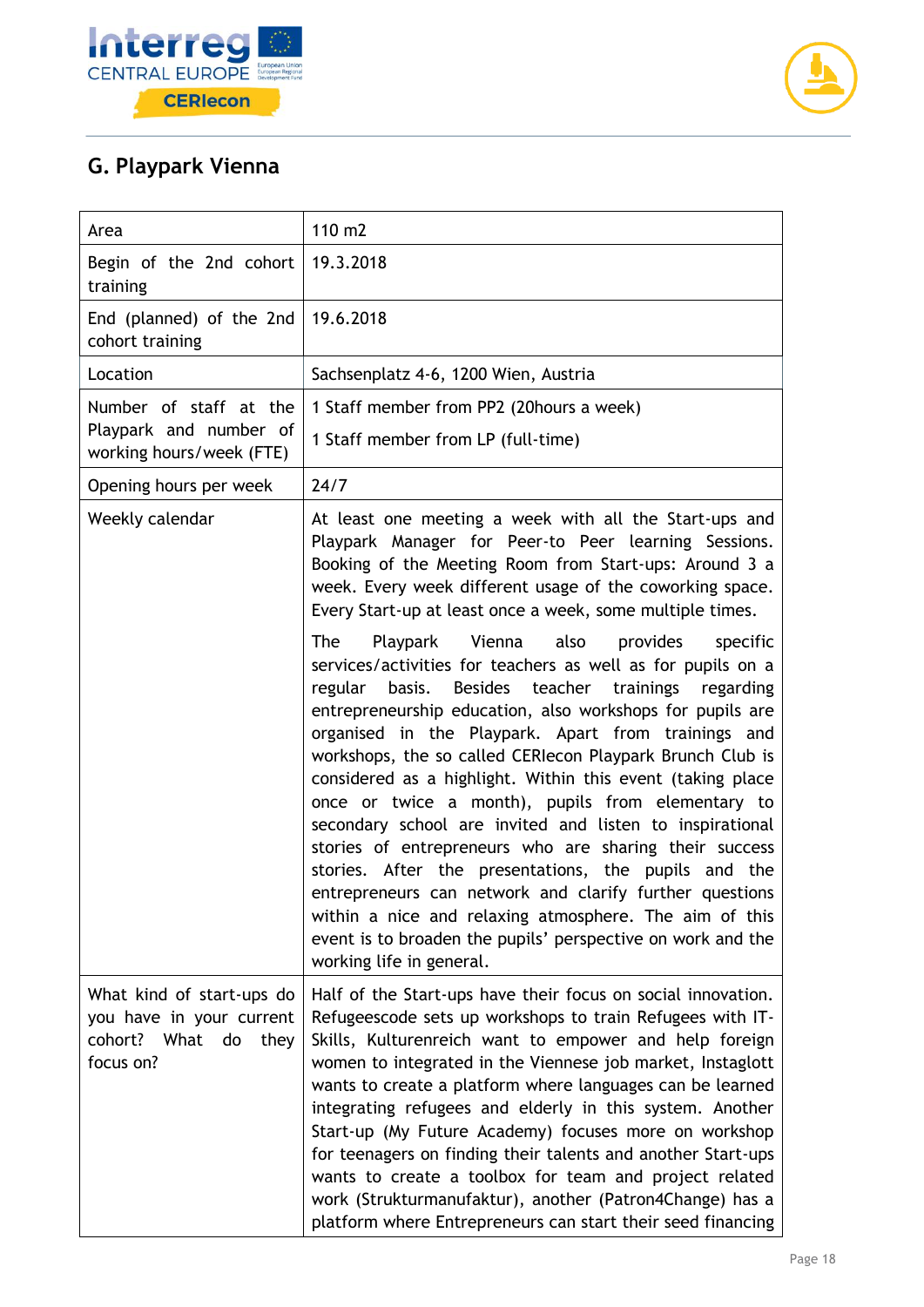## G. Playpark Vienna

| Area | 110 m2 |
|---|---|
| Begin of the 2nd cohort training | 19.3.2018 |
| End (planned) of the 2nd cohort training | 19.6.2018 |
| Location | Sachsenplatz 4-6, 1200 Wien, Austria |
| Number of staff at the Playpark and number of working hours/week (FTE) | 1 Staff member from PP2 (20hours a week)<br><br>1 Staff member from LP (full-time) |
| Opening hours per week | 24/7 |
| Weekly calendar | At least one meeting a week with all the Start-ups and Playpark Manager for Peer-to Peer learning Sessions. Booking of the Meeting Room from Start-ups: Around 3 a week. Every week different usage of the coworking space. Every Start-up at least once a week, some multiple times.<br><br>The Playpark Vienna also provides specific services/activities for teachers as well as for pupils on a regular basis. Besides teacher trainings regarding entrepreneurship education, also workshops for pupils are organised in the Playpark. Apart from trainings and workshops, the so called CERIecon Playpark Brunch Club is considered as a highlight. Within this event (taking place once or twice a month), pupils from elementary to secondary school are invited and listen to inspirational stories of entrepreneurs who are sharing their success stories. After the presentations, the pupils and the entrepreneurs can network and clarify further questions within a nice and relaxing atmosphere. The aim of this event is to broaden the pupils' perspective on work and the working life in general. |
| What kind of start-ups do you have in your current cohort? What do they focus on? | Half of the Start-ups have their focus on social innovation. Refugeescode sets up workshops to train Refugees with IT-Skills, Kulturenreich want to empower and help foreign women to integrated in the Viennese job market, Instaglott wants to create a platform where languages can be learned integrating refugees and elderly in this system. Another Start-up (My Future Academy) focuses more on workshop for teenagers on finding their talents and another Start-ups wants to create a toolbox for team and project related work (Strukturmanufaktur), another (Patron4Change) has a platform where Entrepreneurs can start their seed financing |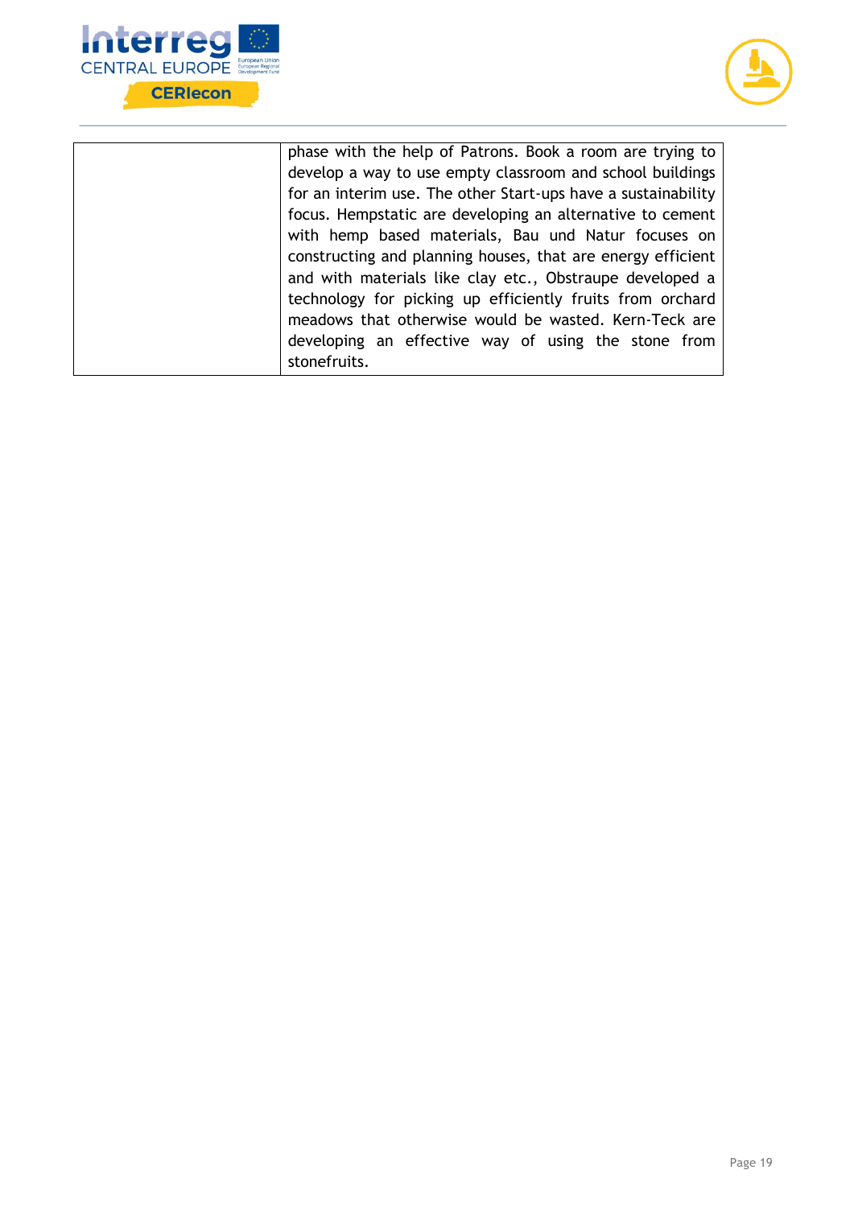| | |
|---|---|
| | phase with the help of Patrons. Book a room are trying to develop a way to use empty classroom and school buildings for an interim use. The other Start-ups have a sustainability focus. Hempstatic are developing an alternative to cement with hemp based materials, Bau und Natur focuses on constructing and planning houses, that are energy efficient and with materials like clay etc., Obstraupe developed a technology for picking up efficiently fruits from orchard meadows that otherwise would be wasted. Kern-Teck are developing an effective way of using the stone from stonefruits. |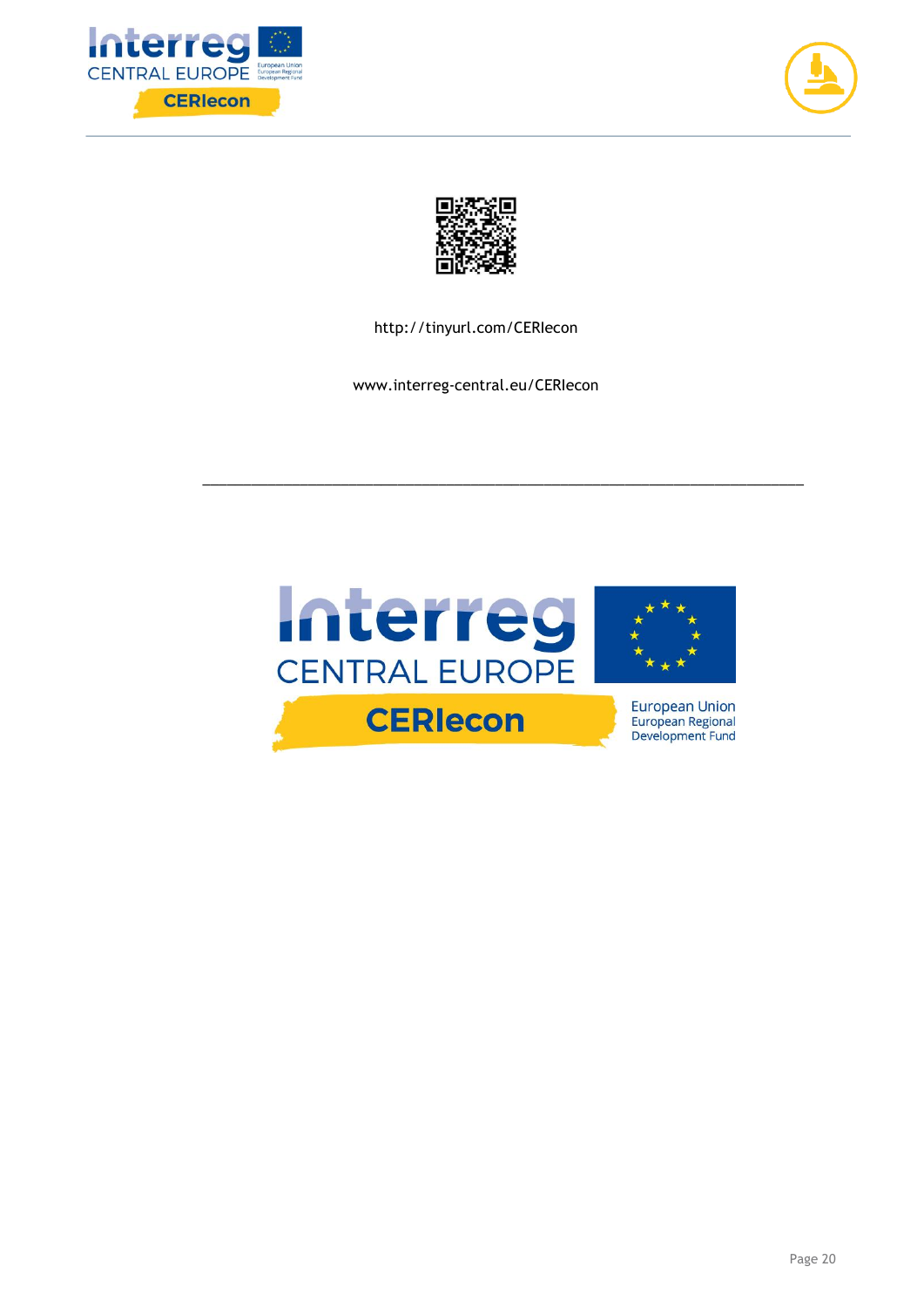http://tinyurl.com/CERIecon

www.interreg-central.eu/CERIecon

---

Interreg
CENTRAL EUROPE
CERIecon

European Union
European Regional
Development Fund